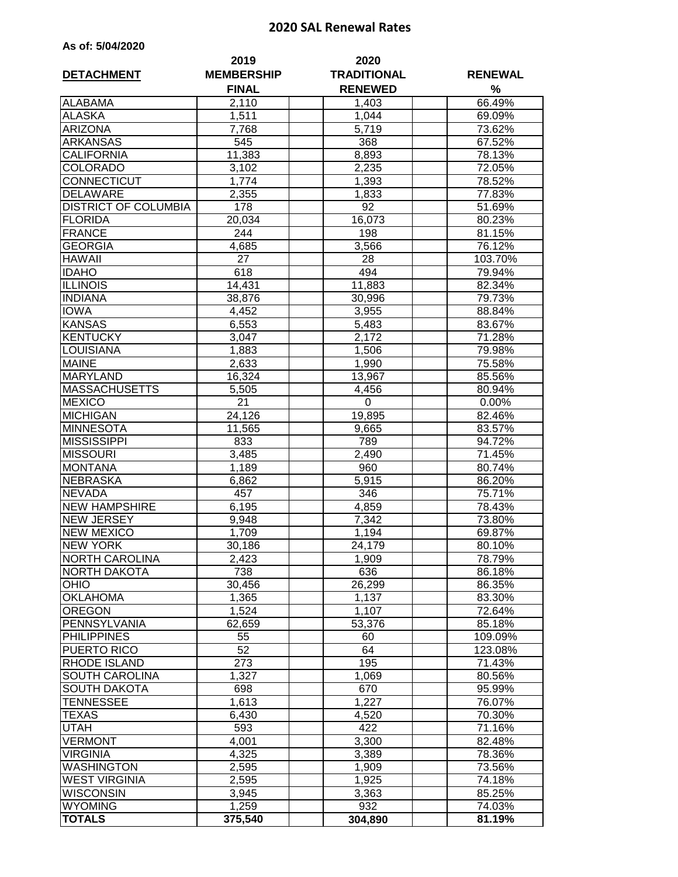# 2020 SAL Renewal Rates

**As of: 5/04/2020**

| DETACHMENT | 2019 MEMBERSHIP FINAL | 2020 TRADITIONAL RENEWED | RENEWAL % |
|---|---|---|---|
| ALABAMA | 2,110 | 1,403 | 66.49% |
| ALASKA | 1,511 | 1,044 | 69.09% |
| ARIZONA | 7,768 | 5,719 | 73.62% |
| ARKANSAS | 545 | 368 | 67.52% |
| CALIFORNIA | 11,383 | 8,893 | 78.13% |
| COLORADO | 3,102 | 2,235 | 72.05% |
| CONNECTICUT | 1,774 | 1,393 | 78.52% |
| DELAWARE | 2,355 | 1,833 | 77.83% |
| DISTRICT OF COLUMBIA | 178 | 92 | 51.69% |
| FLORIDA | 20,034 | 16,073 | 80.23% |
| FRANCE | 244 | 198 | 81.15% |
| GEORGIA | 4,685 | 3,566 | 76.12% |
| HAWAII | 27 | 28 | 103.70% |
| IDAHO | 618 | 494 | 79.94% |
| ILLINOIS | 14,431 | 11,883 | 82.34% |
| INDIANA | 38,876 | 30,996 | 79.73% |
| IOWA | 4,452 | 3,955 | 88.84% |
| KANSAS | 6,553 | 5,483 | 83.67% |
| KENTUCKY | 3,047 | 2,172 | 71.28% |
| LOUISIANA | 1,883 | 1,506 | 79.98% |
| MAINE | 2,633 | 1,990 | 75.58% |
| MARYLAND | 16,324 | 13,967 | 85.56% |
| MASSACHUSETTS | 5,505 | 4,456 | 80.94% |
| MEXICO | 21 | 0 | 0.00% |
| MICHIGAN | 24,126 | 19,895 | 82.46% |
| MINNESOTA | 11,565 | 9,665 | 83.57% |
| MISSISSIPPI | 833 | 789 | 94.72% |
| MISSOURI | 3,485 | 2,490 | 71.45% |
| MONTANA | 1,189 | 960 | 80.74% |
| NEBRASKA | 6,862 | 5,915 | 86.20% |
| NEVADA | 457 | 346 | 75.71% |
| NEW HAMPSHIRE | 6,195 | 4,859 | 78.43% |
| NEW JERSEY | 9,948 | 7,342 | 73.80% |
| NEW MEXICO | 1,709 | 1,194 | 69.87% |
| NEW YORK | 30,186 | 24,179 | 80.10% |
| NORTH CAROLINA | 2,423 | 1,909 | 78.79% |
| NORTH DAKOTA | 738 | 636 | 86.18% |
| OHIO | 30,456 | 26,299 | 86.35% |
| OKLAHOMA | 1,365 | 1,137 | 83.30% |
| OREGON | 1,524 | 1,107 | 72.64% |
| PENNSYLVANIA | 62,659 | 53,376 | 85.18% |
| PHILIPPINES | 55 | 60 | 109.09% |
| PUERTO RICO | 52 | 64 | 123.08% |
| RHODE ISLAND | 273 | 195 | 71.43% |
| SOUTH CAROLINA | 1,327 | 1,069 | 80.56% |
| SOUTH DAKOTA | 698 | 670 | 95.99% |
| TENNESSEE | 1,613 | 1,227 | 76.07% |
| TEXAS | 6,430 | 4,520 | 70.30% |
| UTAH | 593 | 422 | 71.16% |
| VERMONT | 4,001 | 3,300 | 82.48% |
| VIRGINIA | 4,325 | 3,389 | 78.36% |
| WASHINGTON | 2,595 | 1,909 | 73.56% |
| WEST VIRGINIA | 2,595 | 1,925 | 74.18% |
| WISCONSIN | 3,945 | 3,363 | 85.25% |
| WYOMING | 1,259 | 932 | 74.03% |
| **TOTALS** | **375,540** | **304,890** | **81.19%** |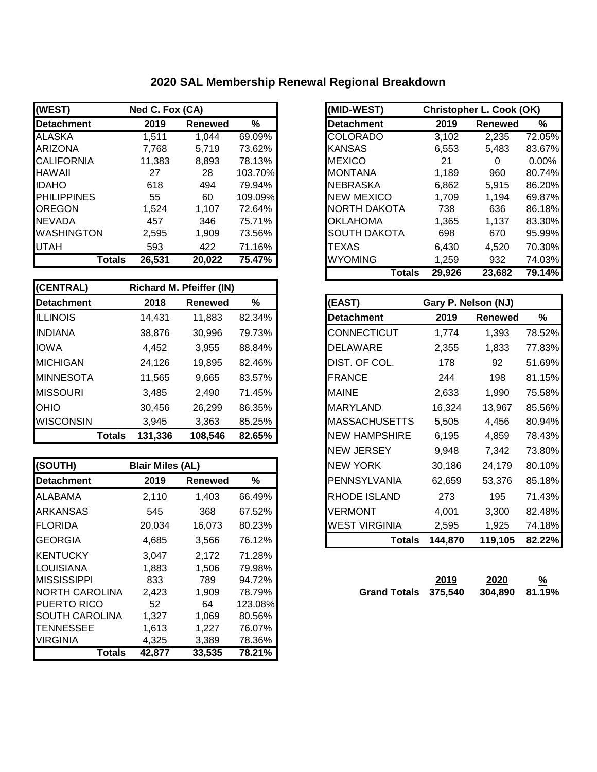# 2020 SAL Membership Renewal Regional Breakdown

| (WEST) | Ned C. Fox (CA) | | |
|---|---|---|---|
| **Detachment** | **2019** | **Renewed** | **%** |
| ALASKA | 1,511 | 1,044 | 69.09% |
| ARIZONA | 7,768 | 5,719 | 73.62% |
| CALIFORNIA | 11,383 | 8,893 | 78.13% |
| HAWAII | 27 | 28 | 103.70% |
| IDAHO | 618 | 494 | 79.94% |
| PHILIPPINES | 55 | 60 | 109.09% |
| OREGON | 1,524 | 1,107 | 72.64% |
| NEVADA | 457 | 346 | 75.71% |
| WASHINGTON | 2,595 | 1,909 | 73.56% |
| UTAH | 593 | 422 | 71.16% |
| **Totals** | **26,531** | **20,022** | **75.47%** |

| (MID-WEST) | Christopher L. Cook (OK) | | |
|---|---|---|---|
| **Detachment** | **2019** | **Renewed** | **%** |
| COLORADO | 3,102 | 2,235 | 72.05% |
| KANSAS | 6,553 | 5,483 | 83.67% |
| MEXICO | 21 | 0 | 0.00% |
| MONTANA | 1,189 | 960 | 80.74% |
| NEBRASKA | 6,862 | 5,915 | 86.20% |
| NEW MEXICO | 1,709 | 1,194 | 69.87% |
| NORTH DAKOTA | 738 | 636 | 86.18% |
| OKLAHOMA | 1,365 | 1,137 | 83.30% |
| SOUTH DAKOTA | 698 | 670 | 95.99% |
| TEXAS | 6,430 | 4,520 | 70.30% |
| WYOMING | 1,259 | 932 | 74.03% |
| **Totals** | **29,926** | **23,682** | **79.14%** |

| (CENTRAL) | Richard M. Pfeiffer (IN) | | |
|---|---|---|---|
| **Detachment** | **2018** | **Renewed** | **%** |
| ILLINOIS | 14,431 | 11,883 | 82.34% |
| INDIANA | 38,876 | 30,996 | 79.73% |
| IOWA | 4,452 | 3,955 | 88.84% |
| MICHIGAN | 24,126 | 19,895 | 82.46% |
| MINNESOTA | 11,565 | 9,665 | 83.57% |
| MISSOURI | 3,485 | 2,490 | 71.45% |
| OHIO | 30,456 | 26,299 | 86.35% |
| WISCONSIN | 3,945 | 3,363 | 85.25% |
| **Totals** | **131,336** | **108,546** | **82.65%** |

| (EAST) | Gary P. Nelson (NJ) | | |
|---|---|---|---|
| **Detachment** | **2019** | **Renewed** | **%** |
| CONNECTICUT | 1,774 | 1,393 | 78.52% |
| DELAWARE | 2,355 | 1,833 | 77.83% |
| DIST. OF COL. | 178 | 92 | 51.69% |
| FRANCE | 244 | 198 | 81.15% |
| MAINE | 2,633 | 1,990 | 75.58% |
| MARYLAND | 16,324 | 13,967 | 85.56% |
| MASSACHUSETTS | 5,505 | 4,456 | 80.94% |
| NEW HAMPSHIRE | 6,195 | 4,859 | 78.43% |
| NEW JERSEY | 9,948 | 7,342 | 73.80% |
| NEW YORK | 30,186 | 24,179 | 80.10% |
| PENNSYLVANIA | 62,659 | 53,376 | 85.18% |
| RHODE ISLAND | 273 | 195 | 71.43% |
| VERMONT | 4,001 | 3,300 | 82.48% |
| WEST VIRGINIA | 2,595 | 1,925 | 74.18% |
| **Totals** | **144,870** | **119,105** | **82.22%** |

| (SOUTH) | Blair Miles (AL) | | |
|---|---|---|---|
| **Detachment** | **2019** | **Renewed** | **%** |
| ALABAMA | 2,110 | 1,403 | 66.49% |
| ARKANSAS | 545 | 368 | 67.52% |
| FLORIDA | 20,034 | 16,073 | 80.23% |
| GEORGIA | 4,685 | 3,566 | 76.12% |
| KENTUCKY | 3,047 | 2,172 | 71.28% |
| LOUISIANA | 1,883 | 1,506 | 79.98% |
| MISSISSIPPI | 833 | 789 | 94.72% |
| NORTH CAROLINA | 2,423 | 1,909 | 78.79% |
| PUERTO RICO | 52 | 64 | 123.08% |
| SOUTH CAROLINA | 1,327 | 1,069 | 80.56% |
| TENNESSEE | 1,613 | 1,227 | 76.07% |
| VIRGINIA | 4,325 | 3,389 | 78.36% |
| **Totals** | **42,877** | **33,535** | **78.21%** |

| | **2019** | **2020** | **%** |
|---|---|---|---|
| **Grand Totals** | **375,540** | **304,890** | **81.19%** |